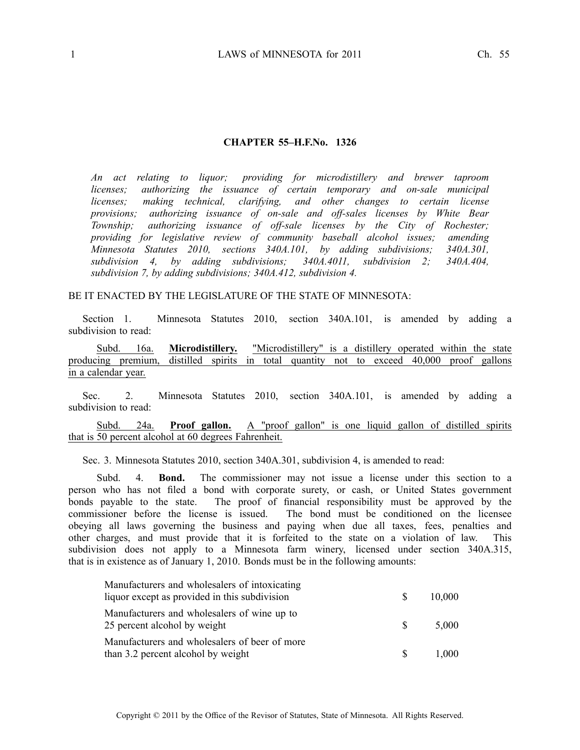## CHAPTER 55–H.F.No. 1326

*An act relating to liquor; providing for microdistillery and brewer taproom licenses; authorizing the issuance of certain temporary and on-sale municipal licenses; making technical, clarifying, and other changes to certain license provisions; authorizing issuance of on-sale and off-sales licenses by White Bear Township; authorizing issuance of off-sale licenses by the City of Rochester; providing for legislative review of community baseball alcohol issues; amending Minnesota Statutes 2010, sections 340A.101, by adding subdivisions; 340A.301, subdivision 4, by adding subdivisions; 340A.4011, subdivision 2; 340A.404, subdivision 7, by adding subdivisions; 340A.412, subdivision 4.*

BE IT ENACTED BY THE LEGISLATURE OF THE STATE OF MINNESOTA:

Section 1. Minnesota Statutes 2010, section 340A.101, is amended by adding a subdivision to read:

<u>Subd. 16a. **Microdistillery.** "Microdistillery" is a distillery operated within the state producing premium, distilled spirits in total quantity not to exceed 40,000 proof gallons in a calendar year.</u>

Sec. 2. Minnesota Statutes 2010, section 340A.101, is amended by adding a subdivision to read:

<u>Subd. 24a. **Proof gallon.** A "proof gallon" is one liquid gallon of distilled spirits that is 50 percent alcohol at 60 degrees Fahrenheit.</u>

Sec. 3. Minnesota Statutes 2010, section 340A.301, subdivision 4, is amended to read:

Subd. 4. **Bond.** The commissioner may not issue a license under this section to a person who has not filed a bond with corporate surety, or cash, or United States government bonds payable to the state. The proof of financial responsibility must be approved by the commissioner before the license is issued. The bond must be conditioned on the licensee obeying all laws governing the business and paying when due all taxes, fees, penalties and other charges, and must provide that it is forfeited to the state on a violation of law. This subdivision does not apply to a Minnesota farm winery, licensed under section 340A.315, that is in existence as of January 1, 2010. Bonds must be in the following amounts:

| | | |
|---|---|---|
| Manufacturers and wholesalers of intoxicating liquor except as provided in this subdivision | $ | 10,000 |
| Manufacturers and wholesalers of wine up to 25 percent alcohol by weight | $ | 5,000 |
| Manufacturers and wholesalers of beer of more than 3.2 percent alcohol by weight | $ | 1,000 |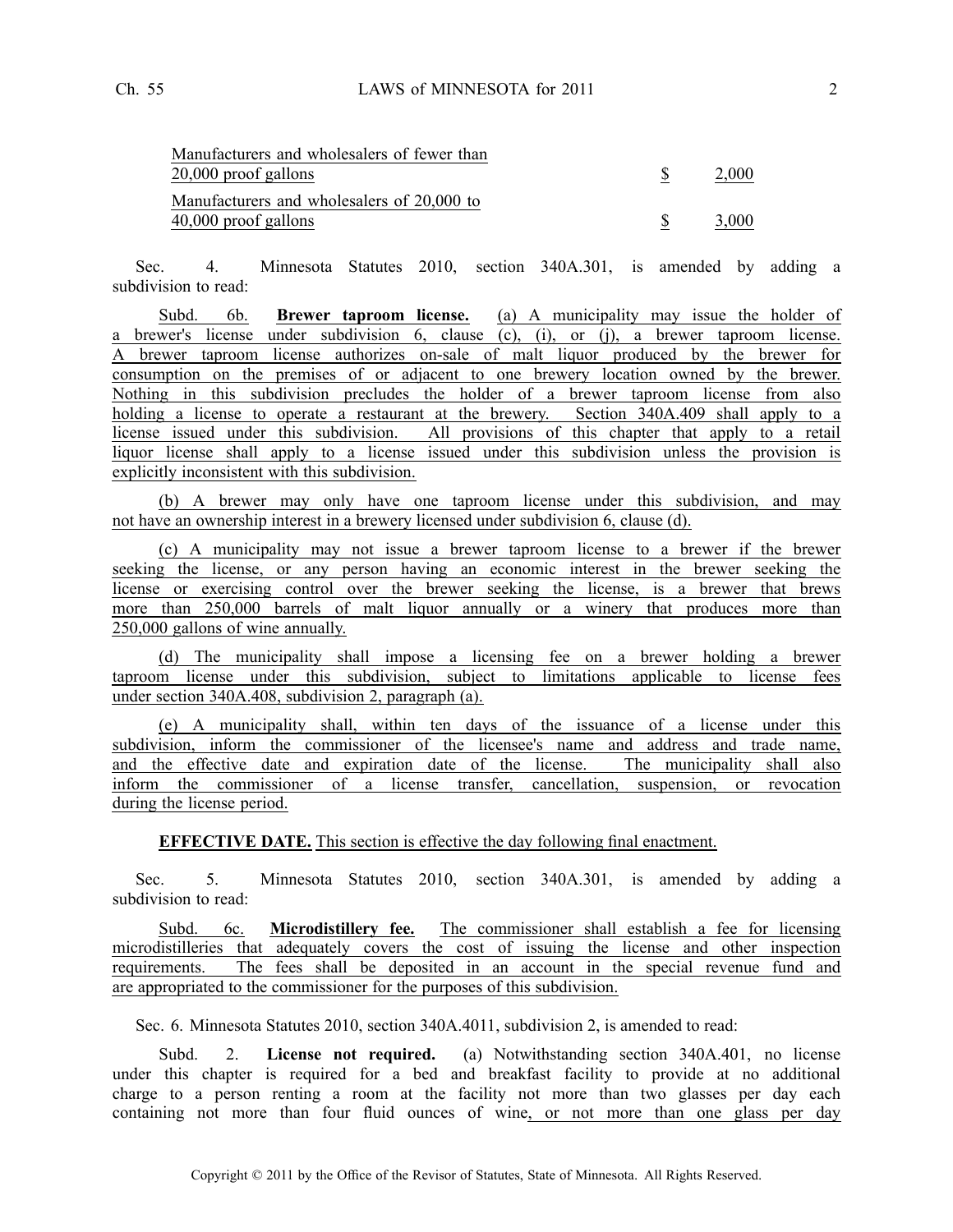| | | |
|---|---|---|
| Manufacturers and wholesalers of fewer than 20,000 proof gallons | $ | 2,000 |
| Manufacturers and wholesalers of 20,000 to 40,000 proof gallons | $ | 3,000 |

Sec. 4. Minnesota Statutes 2010, section 340A.301, is amended by adding a subdivision to read:

Subd. 6b. **Brewer taproom license.** (a) A municipality may issue the holder of a brewer's license under subdivision 6, clause (c), (i), or (j), a brewer taproom license. A brewer taproom license authorizes on-sale of malt liquor produced by the brewer for consumption on the premises of or adjacent to one brewery location owned by the brewer. Nothing in this subdivision precludes the holder of a brewer taproom license from also holding a license to operate a restaurant at the brewery. Section 340A.409 shall apply to a license issued under this subdivision. All provisions of this chapter that apply to a retail liquor license shall apply to a license issued under this subdivision unless the provision is explicitly inconsistent with this subdivision.

(b) A brewer may only have one taproom license under this subdivision, and may not have an ownership interest in a brewery licensed under subdivision 6, clause (d).

(c) A municipality may not issue a brewer taproom license to a brewer if the brewer seeking the license, or any person having an economic interest in the brewer seeking the license or exercising control over the brewer seeking the license, is a brewer that brews more than 250,000 barrels of malt liquor annually or a winery that produces more than 250,000 gallons of wine annually.

(d) The municipality shall impose a licensing fee on a brewer holding a brewer taproom license under this subdivision, subject to limitations applicable to license fees under section 340A.408, subdivision 2, paragraph (a).

(e) A municipality shall, within ten days of the issuance of a license under this subdivision, inform the commissioner of the licensee's name and address and trade name, and the effective date and expiration date of the license. The municipality shall also inform the commissioner of a license transfer, cancellation, suspension, or revocation during the license period.

**EFFECTIVE DATE.** This section is effective the day following final enactment.

Sec. 5. Minnesota Statutes 2010, section 340A.301, is amended by adding a subdivision to read:

Subd. 6c. **Microdistillery fee.** The commissioner shall establish a fee for licensing microdistilleries that adequately covers the cost of issuing the license and other inspection requirements. The fees shall be deposited in an account in the special revenue fund and are appropriated to the commissioner for the purposes of this subdivision.

Sec. 6. Minnesota Statutes 2010, section 340A.4011, subdivision 2, is amended to read:

Subd. 2. **License not required.** (a) Notwithstanding section 340A.401, no license under this chapter is required for a bed and breakfast facility to provide at no additional charge to a person renting a room at the facility not more than two glasses per day each containing not more than four fluid ounces of wine, or not more than one glass per day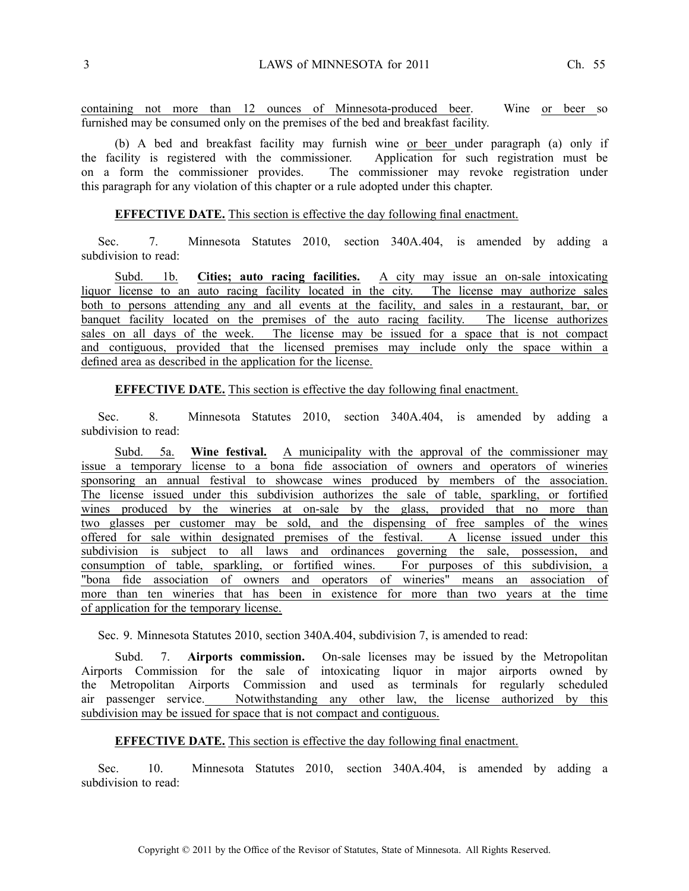containing not more than 12 ounces of Minnesota-produced beer. Wine or beer so furnished may be consumed only on the premises of the bed and breakfast facility.

(b) A bed and breakfast facility may furnish wine or beer under paragraph (a) only if the facility is registered with the commissioner. Application for such registration must be on a form the commissioner provides. The commissioner may revoke registration under this paragraph for any violation of this chapter or a rule adopted under this chapter.

**EFFECTIVE DATE.** This section is effective the day following final enactment.

Sec. 7. Minnesota Statutes 2010, section 340A.404, is amended by adding a subdivision to read:

Subd. 1b. **Cities; auto racing facilities.** A city may issue an on-sale intoxicating liquor license to an auto racing facility located in the city. The license may authorize sales both to persons attending any and all events at the facility, and sales in a restaurant, bar, or banquet facility located on the premises of the auto racing facility. The license authorizes sales on all days of the week. The license may be issued for a space that is not compact and contiguous, provided that the licensed premises may include only the space within a defined area as described in the application for the license.

**EFFECTIVE DATE.** This section is effective the day following final enactment.

Sec. 8. Minnesota Statutes 2010, section 340A.404, is amended by adding a subdivision to read:

Subd. 5a. **Wine festival.** A municipality with the approval of the commissioner may issue a temporary license to a bona fide association of owners and operators of wineries sponsoring an annual festival to showcase wines produced by members of the association. The license issued under this subdivision authorizes the sale of table, sparkling, or fortified wines produced by the wineries at on-sale by the glass, provided that no more than two glasses per customer may be sold, and the dispensing of free samples of the wines offered for sale within designated premises of the festival. A license issued under this subdivision is subject to all laws and ordinances governing the sale, possession, and consumption of table, sparkling, or fortified wines. For purposes of this subdivision, a "bona fide association of owners and operators of wineries" means an association of more than ten wineries that has been in existence for more than two years at the time of application for the temporary license.

Sec. 9. Minnesota Statutes 2010, section 340A.404, subdivision 7, is amended to read:

Subd. 7. **Airports commission.** On-sale licenses may be issued by the Metropolitan Airports Commission for the sale of intoxicating liquor in major airports owned by the Metropolitan Airports Commission and used as terminals for regularly scheduled air passenger service. Notwithstanding any other law, the license authorized by this subdivision may be issued for space that is not compact and contiguous.

**EFFECTIVE DATE.** This section is effective the day following final enactment.

Sec. 10. Minnesota Statutes 2010, section 340A.404, is amended by adding a subdivision to read: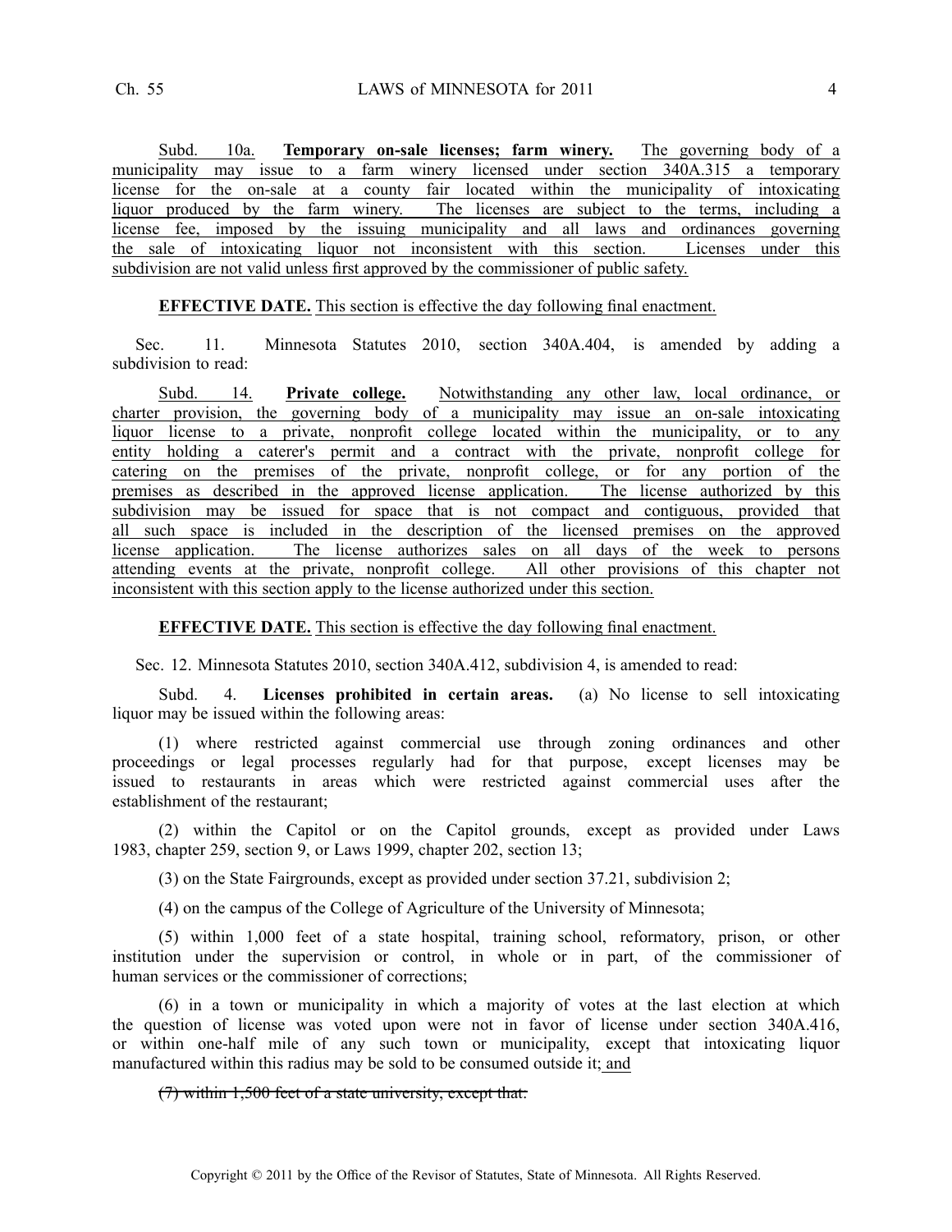Subd. 10a. **Temporary on-sale licenses; farm winery.** The governing body of a municipality may issue to a farm winery licensed under section 340A.315 a temporary license for the on-sale at a county fair located within the municipality of intoxicating liquor produced by the farm winery. The licenses are subject to the terms, including a license fee, imposed by the issuing municipality and all laws and ordinances governing the sale of intoxicating liquor not inconsistent with this section. Licenses under this subdivision are not valid unless first approved by the commissioner of public safety.

**EFFECTIVE DATE.** This section is effective the day following final enactment.

Sec. 11. Minnesota Statutes 2010, section 340A.404, is amended by adding a subdivision to read:

Subd. 14. **Private college.** Notwithstanding any other law, local ordinance, or charter provision, the governing body of a municipality may issue an on-sale intoxicating liquor license to a private, nonprofit college located within the municipality, or to any entity holding a caterer's permit and a contract with the private, nonprofit college for catering on the premises of the private, nonprofit college, or for any portion of the premises as described in the approved license application. The license authorized by this subdivision may be issued for space that is not compact and contiguous, provided that all such space is included in the description of the licensed premises on the approved license application. The license authorizes sales on all days of the week to persons attending events at the private, nonprofit college. All other provisions of this chapter not inconsistent with this section apply to the license authorized under this section.

**EFFECTIVE DATE.** This section is effective the day following final enactment.

Sec. 12. Minnesota Statutes 2010, section 340A.412, subdivision 4, is amended to read:

Subd. 4. **Licenses prohibited in certain areas.** (a) No license to sell intoxicating liquor may be issued within the following areas:

(1) where restricted against commercial use through zoning ordinances and other proceedings or legal processes regularly had for that purpose, except licenses may be issued to restaurants in areas which were restricted against commercial uses after the establishment of the restaurant;

(2) within the Capitol or on the Capitol grounds, except as provided under Laws 1983, chapter 259, section 9, or Laws 1999, chapter 202, section 13;

(3) on the State Fairgrounds, except as provided under section 37.21, subdivision 2;

(4) on the campus of the College of Agriculture of the University of Minnesota;

(5) within 1,000 feet of a state hospital, training school, reformatory, prison, or other institution under the supervision or control, in whole or in part, of the commissioner of human services or the commissioner of corrections;

(6) in a town or municipality in which a majority of votes at the last election at which the question of license was voted upon were not in favor of license under section 340A.416, or within one-half mile of any such town or municipality, except that intoxicating liquor manufactured within this radius may be sold to be consumed outside it; and

~~(7) within 1,500 feet of a state university, except that:~~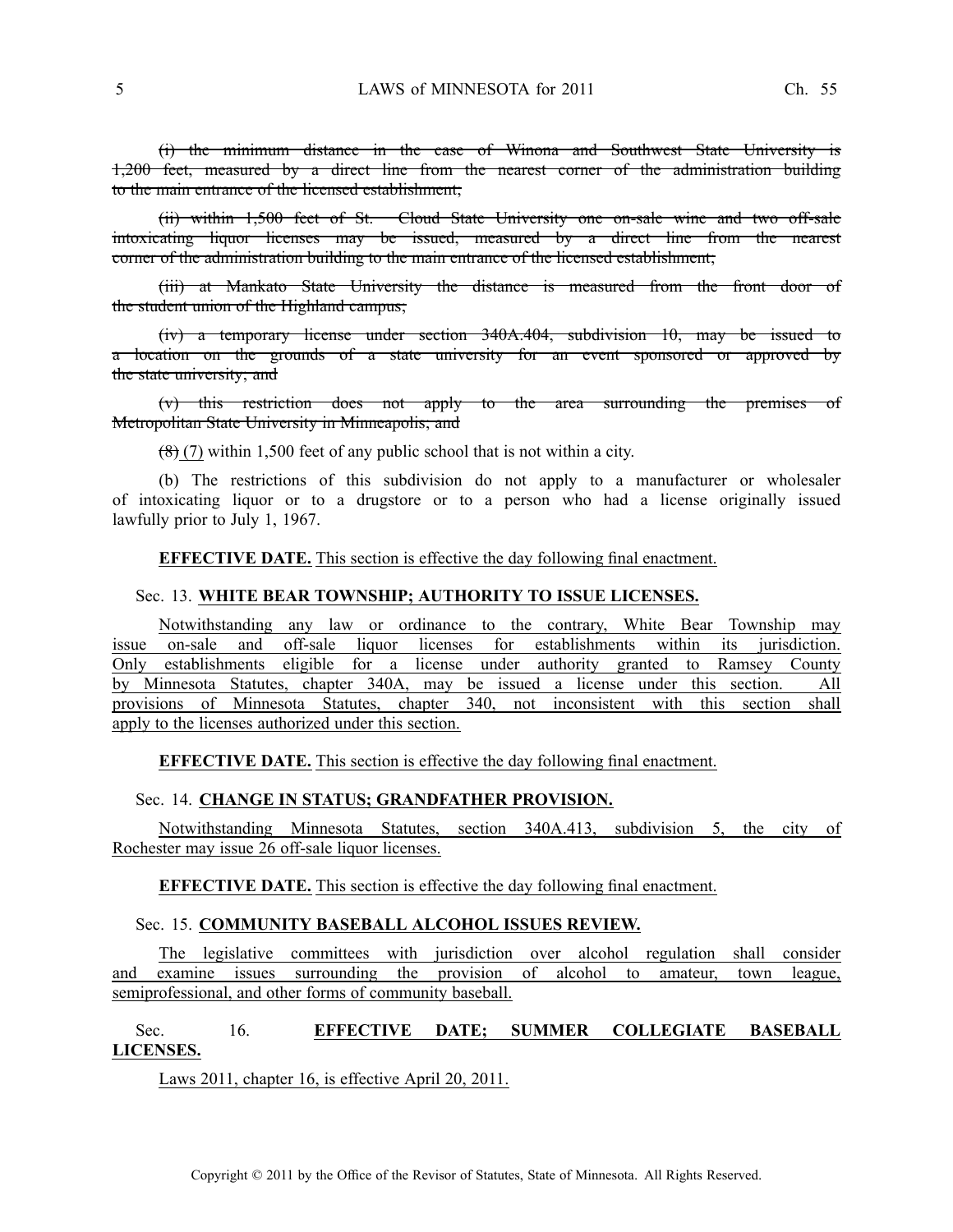~~(i) the minimum distance in the case of Winona and Southwest State University is 1,200 feet, measured by a direct line from the nearest corner of the administration building to the main entrance of the licensed establishment;~~

~~(ii) within 1,500 feet of St. Cloud State University one on-sale wine and two off-sale intoxicating liquor licenses may be issued, measured by a direct line from the nearest corner of the administration building to the main entrance of the licensed establishment;~~

~~(iii) at Mankato State University the distance is measured from the front door of the student union of the Highland campus;~~

~~(iv) a temporary license under section 340A.404, subdivision 10, may be issued to a location on the grounds of a state university for an event sponsored or approved by the state university; and~~

~~(v) this restriction does not apply to the area surrounding the premises of Metropolitan State University in Minneapolis; and~~

~~(8)~~ <u>(7)</u> within 1,500 feet of any public school that is not within a city.

(b) The restrictions of this subdivision do not apply to a manufacturer or wholesaler of intoxicating liquor or to a drugstore or to a person who had a license originally issued lawfully prior to July 1, 1967.

**EFFECTIVE DATE.** <u>This section is effective the day following final enactment.</u>

Sec. 13. <u>**WHITE BEAR TOWNSHIP; AUTHORITY TO ISSUE LICENSES.**</u>

<u>Notwithstanding any law or ordinance to the contrary, White Bear Township may issue on-sale and off-sale liquor licenses for establishments within its jurisdiction. Only establishments eligible for a license under authority granted to Ramsey County by Minnesota Statutes, chapter 340A, may be issued a license under this section. All provisions of Minnesota Statutes, chapter 340, not inconsistent with this section shall apply to the licenses authorized under this section.</u>

**EFFECTIVE DATE.** <u>This section is effective the day following final enactment.</u>

Sec. 14. <u>**CHANGE IN STATUS; GRANDFATHER PROVISION.**</u>

<u>Notwithstanding Minnesota Statutes, section 340A.413, subdivision 5, the city of Rochester may issue 26 off-sale liquor licenses.</u>

**EFFECTIVE DATE.** <u>This section is effective the day following final enactment.</u>

Sec. 15. <u>**COMMUNITY BASEBALL ALCOHOL ISSUES REVIEW.**</u>

<u>The legislative committees with jurisdiction over alcohol regulation shall consider and examine issues surrounding the provision of alcohol to amateur, town league, semiprofessional, and other forms of community baseball.</u>

Sec. 16. <u>**EFFECTIVE DATE; SUMMER COLLEGIATE BASEBALL LICENSES.**</u>

<u>Laws 2011, chapter 16, is effective April 20, 2011.</u>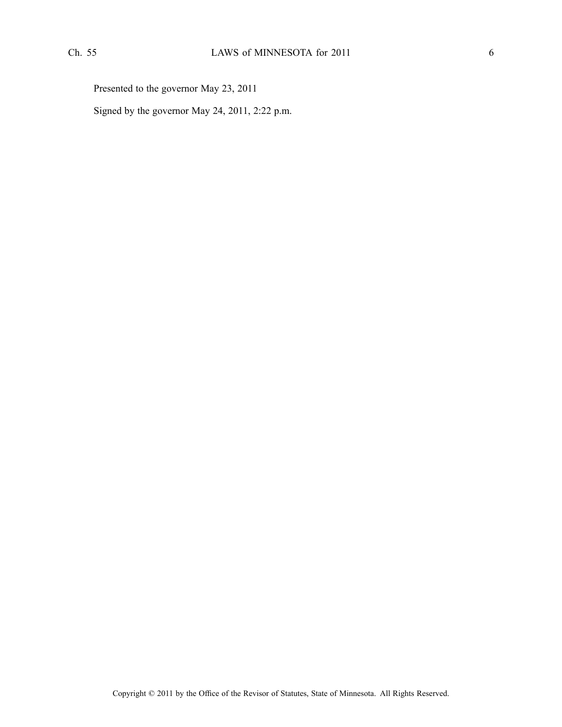Presented to the governor May 23, 2011

Signed by the governor May 24, 2011, 2:22 p.m.